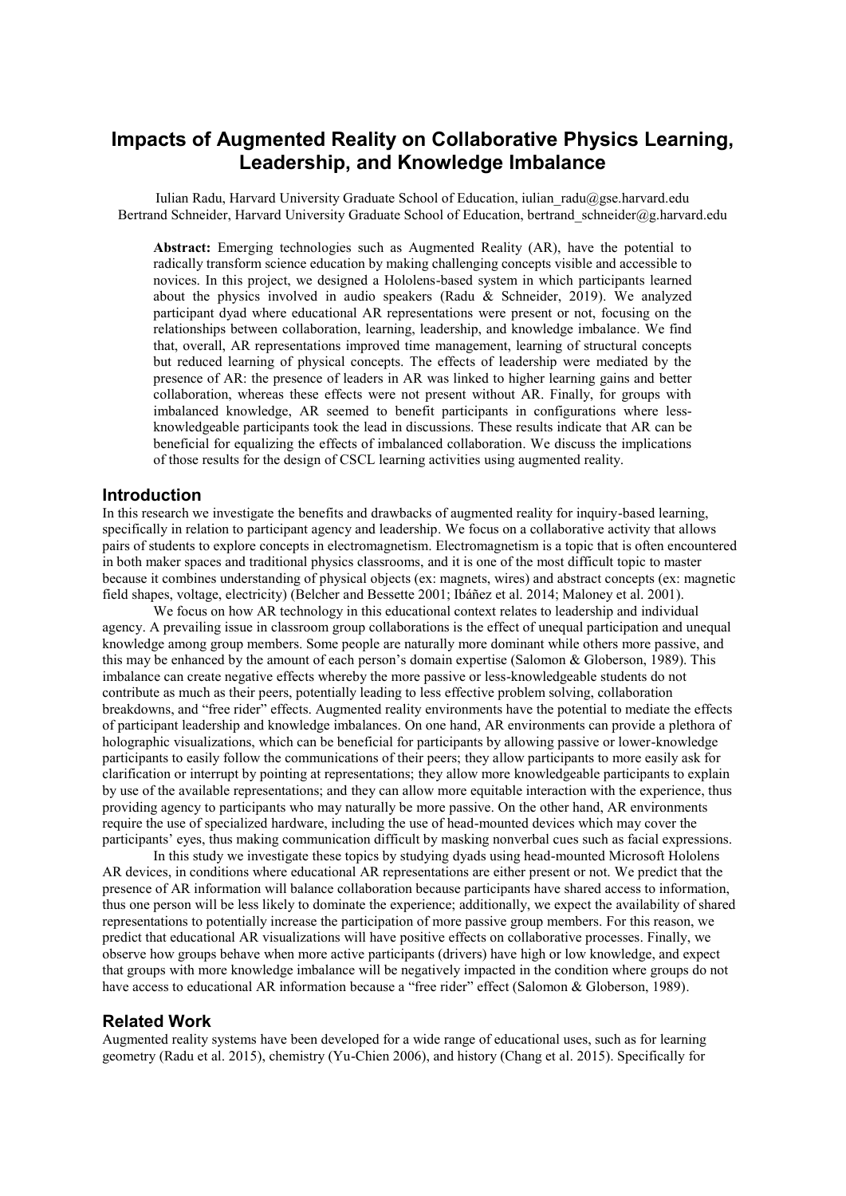# Impacts of Augmented Reality on Collaborative Physics Learning, Leadership, and Knowledge Imbalance

Iulian Radu, Harvard University Graduate School of Education, iulian_radu@gse.harvard.edu
Bertrand Schneider, Harvard University Graduate School of Education, bertrand_schneider@g.harvard.edu

**Abstract:** Emerging technologies such as Augmented Reality (AR), have the potential to radically transform science education by making challenging concepts visible and accessible to novices. In this project, we designed a Hololens-based system in which participants learned about the physics involved in audio speakers (Radu & Schneider, 2019). We analyzed participant dyad where educational AR representations were present or not, focusing on the relationships between collaboration, learning, leadership, and knowledge imbalance. We find that, overall, AR representations improved time management, learning of structural concepts but reduced learning of physical concepts. The effects of leadership were mediated by the presence of AR: the presence of leaders in AR was linked to higher learning gains and better collaboration, whereas these effects were not present without AR. Finally, for groups with imbalanced knowledge, AR seemed to benefit participants in configurations where less-knowledgeable participants took the lead in discussions. These results indicate that AR can be beneficial for equalizing the effects of imbalanced collaboration. We discuss the implications of those results for the design of CSCL learning activities using augmented reality.

## Introduction

In this research we investigate the benefits and drawbacks of augmented reality for inquiry-based learning, specifically in relation to participant agency and leadership. We focus on a collaborative activity that allows pairs of students to explore concepts in electromagnetism. Electromagnetism is a topic that is often encountered in both maker spaces and traditional physics classrooms, and it is one of the most difficult topic to master because it combines understanding of physical objects (ex: magnets, wires) and abstract concepts (ex: magnetic field shapes, voltage, electricity) (Belcher and Bessette 2001; Ibáñez et al. 2014; Maloney et al. 2001).

We focus on how AR technology in this educational context relates to leadership and individual agency. A prevailing issue in classroom group collaborations is the effect of unequal participation and unequal knowledge among group members. Some people are naturally more dominant while others more passive, and this may be enhanced by the amount of each person's domain expertise (Salomon & Globerson, 1989). This imbalance can create negative effects whereby the more passive or less-knowledgeable students do not contribute as much as their peers, potentially leading to less effective problem solving, collaboration breakdowns, and "free rider" effects. Augmented reality environments have the potential to mediate the effects of participant leadership and knowledge imbalances. On one hand, AR environments can provide a plethora of holographic visualizations, which can be beneficial for participants by allowing passive or lower-knowledge participants to easily follow the communications of their peers; they allow participants to more easily ask for clarification or interrupt by pointing at representations; they allow more knowledgeable participants to explain by use of the available representations; and they can allow more equitable interaction with the experience, thus providing agency to participants who may naturally be more passive. On the other hand, AR environments require the use of specialized hardware, including the use of head-mounted devices which may cover the participants' eyes, thus making communication difficult by masking nonverbal cues such as facial expressions.

In this study we investigate these topics by studying dyads using head-mounted Microsoft Hololens AR devices, in conditions where educational AR representations are either present or not. We predict that the presence of AR information will balance collaboration because participants have shared access to information, thus one person will be less likely to dominate the experience; additionally, we expect the availability of shared representations to potentially increase the participation of more passive group members. For this reason, we predict that educational AR visualizations will have positive effects on collaborative processes. Finally, we observe how groups behave when more active participants (drivers) have high or low knowledge, and expect that groups with more knowledge imbalance will be negatively impacted in the condition where groups do not have access to educational AR information because a "free rider" effect (Salomon & Globerson, 1989).

## Related Work

Augmented reality systems have been developed for a wide range of educational uses, such as for learning geometry (Radu et al. 2015), chemistry (Yu-Chien 2006), and history (Chang et al. 2015). Specifically for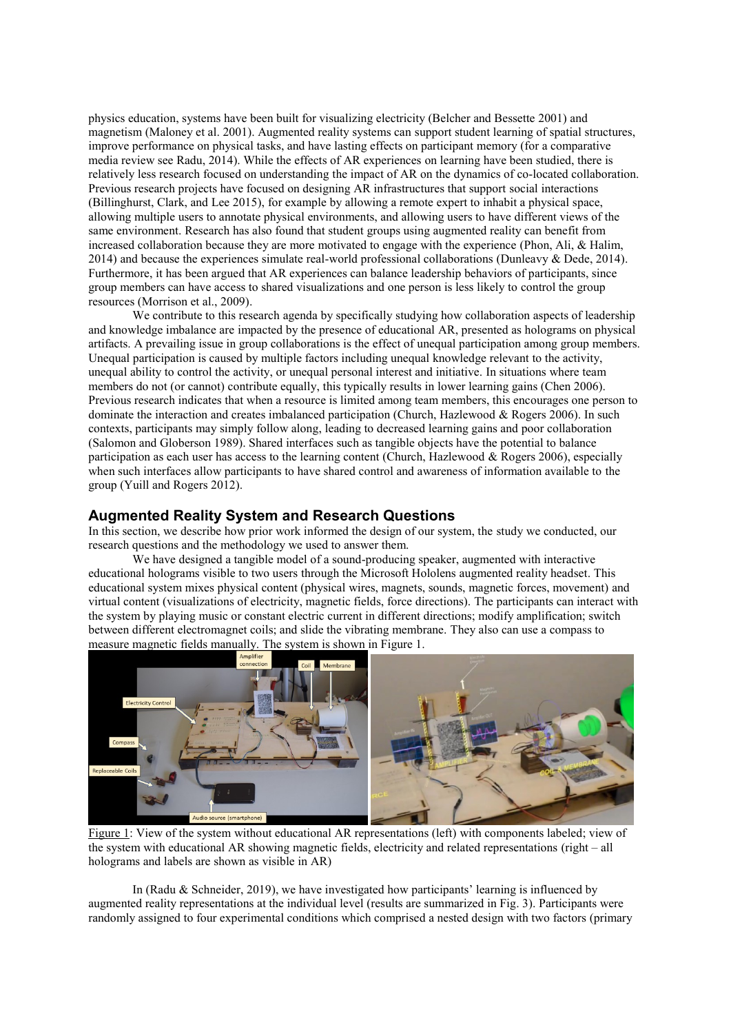physics education, systems have been built for visualizing electricity (Belcher and Bessette 2001) and magnetism (Maloney et al. 2001). Augmented reality systems can support student learning of spatial structures, improve performance on physical tasks, and have lasting effects on participant memory (for a comparative media review see Radu, 2014). While the effects of AR experiences on learning have been studied, there is relatively less research focused on understanding the impact of AR on the dynamics of co-located collaboration. Previous research projects have focused on designing AR infrastructures that support social interactions (Billinghurst, Clark, and Lee 2015), for example by allowing a remote expert to inhabit a physical space, allowing multiple users to annotate physical environments, and allowing users to have different views of the same environment. Research has also found that student groups using augmented reality can benefit from increased collaboration because they are more motivated to engage with the experience (Phon, Ali, & Halim, 2014) and because the experiences simulate real-world professional collaborations (Dunleavy & Dede, 2014). Furthermore, it has been argued that AR experiences can balance leadership behaviors of participants, since group members can have access to shared visualizations and one person is less likely to control the group resources (Morrison et al., 2009).

We contribute to this research agenda by specifically studying how collaboration aspects of leadership and knowledge imbalance are impacted by the presence of educational AR, presented as holograms on physical artifacts. A prevailing issue in group collaborations is the effect of unequal participation among group members. Unequal participation is caused by multiple factors including unequal knowledge relevant to the activity, unequal ability to control the activity, or unequal personal interest and initiative. In situations where team members do not (or cannot) contribute equally, this typically results in lower learning gains (Chen 2006). Previous research indicates that when a resource is limited among team members, this encourages one person to dominate the interaction and creates imbalanced participation (Church, Hazlewood & Rogers 2006). In such contexts, participants may simply follow along, leading to decreased learning gains and poor collaboration (Salomon and Globerson 1989). Shared interfaces such as tangible objects have the potential to balance participation as each user has access to the learning content (Church, Hazlewood & Rogers 2006), especially when such interfaces allow participants to have shared control and awareness of information available to the group (Yuill and Rogers 2012).

## Augmented Reality System and Research Questions

In this section, we describe how prior work informed the design of our system, the study we conducted, our research questions and the methodology we used to answer them.

We have designed a tangible model of a sound-producing speaker, augmented with interactive educational holograms visible to two users through the Microsoft Hololens augmented reality headset. This educational system mixes physical content (physical wires, magnets, sounds, magnetic forces, movement) and virtual content (visualizations of electricity, magnetic fields, force directions). The participants can interact with the system by playing music or constant electric current in different directions; modify amplification; switch between different electromagnet coils; and slide the vibrating membrane. They also can use a compass to measure magnetic fields manually. The system is shown in Figure 1.

Figure 1: View of the system without educational AR representations (left) with components labeled; view of the system with educational AR showing magnetic fields, electricity and related representations (right – all holograms and labels are shown as visible in AR)

In (Radu & Schneider, 2019), we have investigated how participants' learning is influenced by augmented reality representations at the individual level (results are summarized in Fig. 3). Participants were randomly assigned to four experimental conditions which comprised a nested design with two factors (primary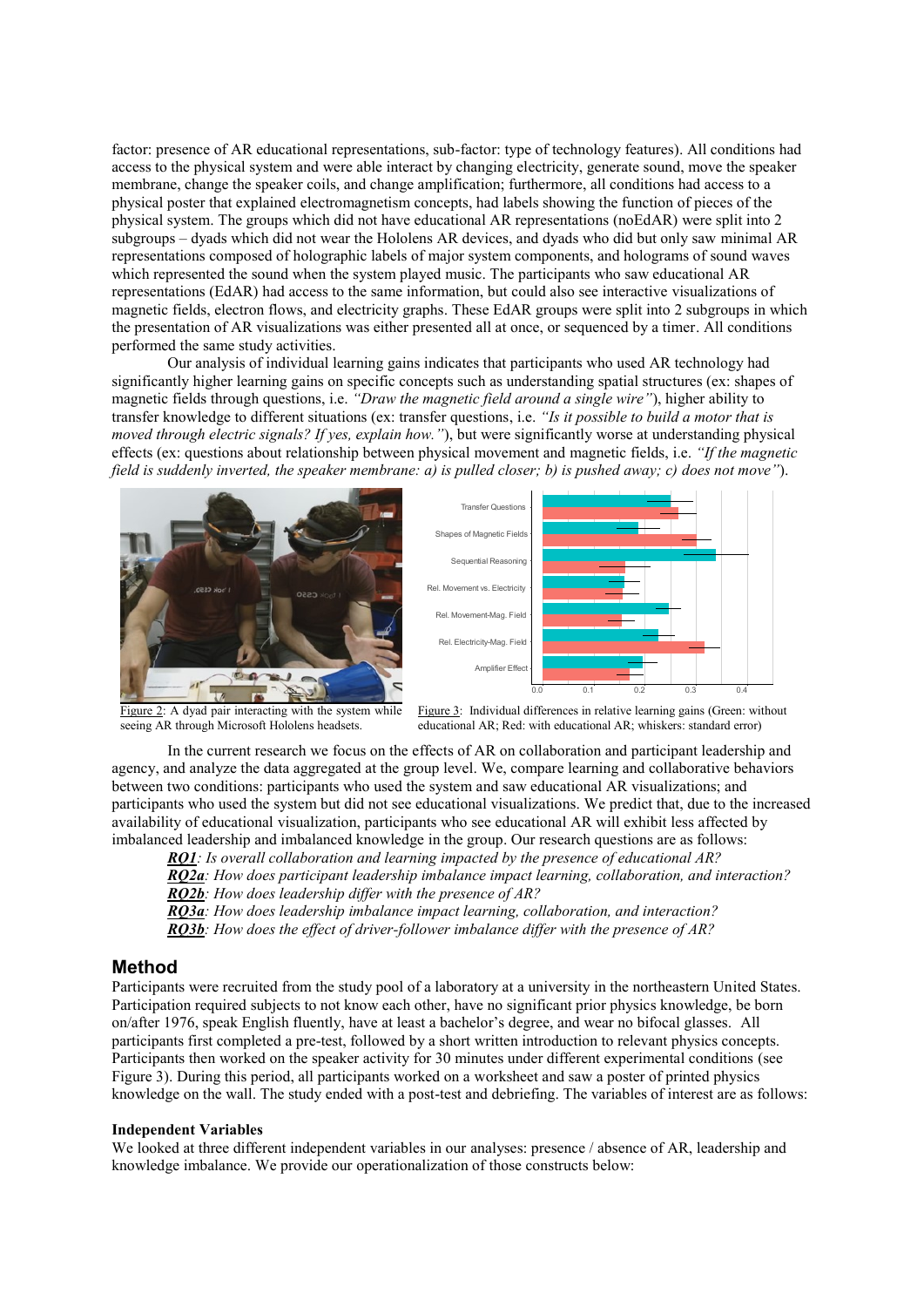factor: presence of AR educational representations, sub-factor: type of technology features). All conditions had access to the physical system and were able interact by changing electricity, generate sound, move the speaker membrane, change the speaker coils, and change amplification; furthermore, all conditions had access to a physical poster that explained electromagnetism concepts, had labels showing the function of pieces of the physical system. The groups which did not have educational AR representations (noEdAR) were split into 2 subgroups – dyads which did not wear the Hololens AR devices, and dyads who did but only saw minimal AR representations composed of holographic labels of major system components, and holograms of sound waves which represented the sound when the system played music. The participants who saw educational AR representations (EdAR) had access to the same information, but could also see interactive visualizations of magnetic fields, electron flows, and electricity graphs. These EdAR groups were split into 2 subgroups in which the presentation of AR visualizations was either presented all at once, or sequenced by a timer. All conditions performed the same study activities.

Our analysis of individual learning gains indicates that participants who used AR technology had significantly higher learning gains on specific concepts such as understanding spatial structures (ex: shapes of magnetic fields through questions, i.e. *"Draw the magnetic field around a single wire"*), higher ability to transfer knowledge to different situations (ex: transfer questions, i.e. *"Is it possible to build a motor that is moved through electric signals? If yes, explain how."*), but were significantly worse at understanding physical effects (ex: questions about relationship between physical movement and magnetic fields, i.e. *"If the magnetic field is suddenly inverted, the speaker membrane: a) is pulled closer; b) is pushed away; c) does not move"*).

Figure 2: A dyad pair interacting with the system while seeing AR through Microsoft Hololens headsets.

Figure 3: Individual differences in relative learning gains (Green: without educational AR; Red: with educational AR; whiskers: standard error)

In the current research we focus on the effects of AR on collaboration and participant leadership and agency, and analyze the data aggregated at the group level. We, compare learning and collaborative behaviors between two conditions: participants who used the system and saw educational AR visualizations; and participants who used the system but did not see educational visualizations. We predict that, due to the increased availability of educational visualization, participants who see educational AR will exhibit less affected by imbalanced leadership and imbalanced knowledge in the group. Our research questions are as follows:

***RQ1***: *Is overall collaboration and learning impacted by the presence of educational AR?*
***RQ2a***: *How does participant leadership imbalance impact learning, collaboration, and interaction?*
***RQ2b***: *How does leadership differ with the presence of AR?*
***RQ3a***: *How does leadership imbalance impact learning, collaboration, and interaction?*
***RQ3b***: *How does the effect of driver-follower imbalance differ with the presence of AR?*

## Method

Participants were recruited from the study pool of a laboratory at a university in the northeastern United States. Participation required subjects to not know each other, have no significant prior physics knowledge, be born on/after 1976, speak English fluently, have at least a bachelor's degree, and wear no bifocal glasses. All participants first completed a pre-test, followed by a short written introduction to relevant physics concepts. Participants then worked on the speaker activity for 30 minutes under different experimental conditions (see Figure 3). During this period, all participants worked on a worksheet and saw a poster of printed physics knowledge on the wall. The study ended with a post-test and debriefing. The variables of interest are as follows:

### Independent Variables

We looked at three different independent variables in our analyses: presence / absence of AR, leadership and knowledge imbalance. We provide our operationalization of those constructs below: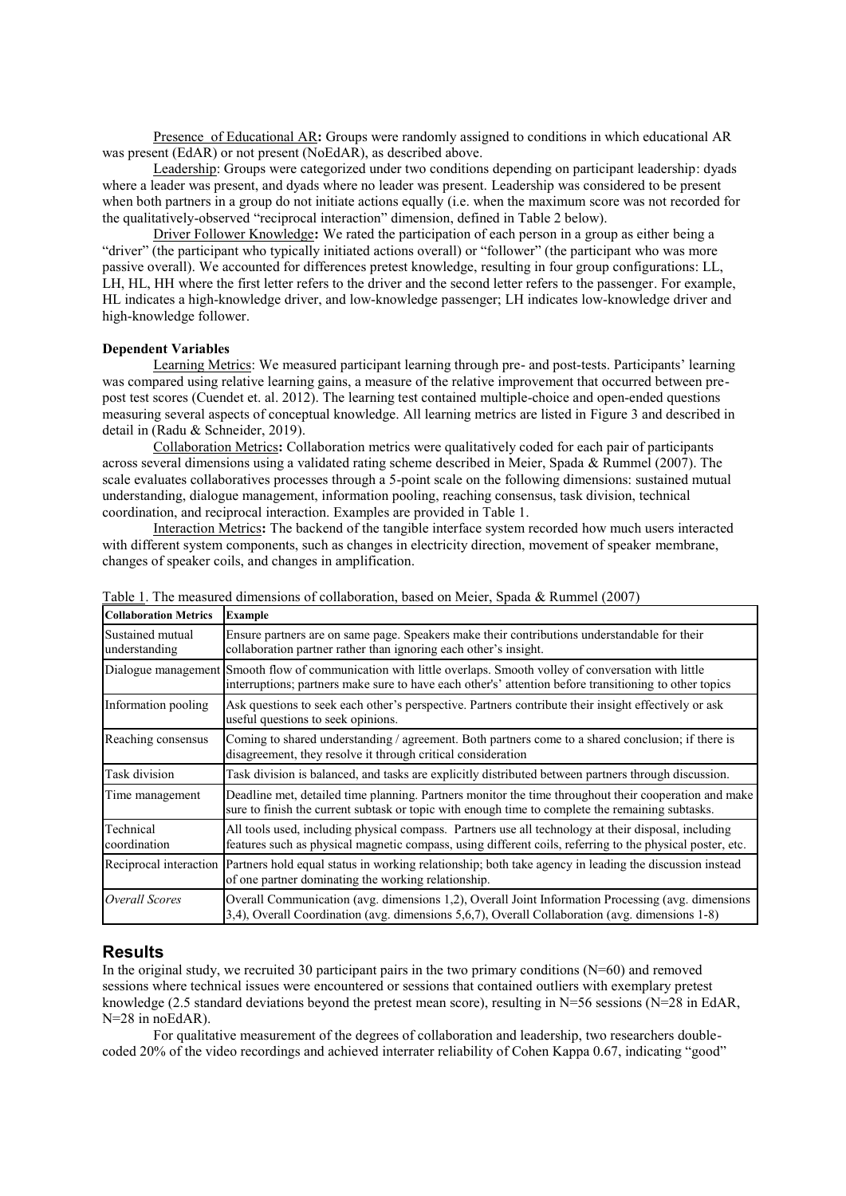Presence of Educational AR**:** Groups were randomly assigned to conditions in which educational AR was present (EdAR) or not present (NoEdAR), as described above.

Leadership: Groups were categorized under two conditions depending on participant leadership: dyads where a leader was present, and dyads where no leader was present. Leadership was considered to be present when both partners in a group do not initiate actions equally (i.e. when the maximum score was not recorded for the qualitatively-observed "reciprocal interaction" dimension, defined in Table 2 below).

Driver Follower Knowledge**:** We rated the participation of each person in a group as either being a "driver" (the participant who typically initiated actions overall) or "follower" (the participant who was more passive overall). We accounted for differences pretest knowledge, resulting in four group configurations: LL, LH, HL, HH where the first letter refers to the driver and the second letter refers to the passenger. For example, HL indicates a high-knowledge driver, and low-knowledge passenger; LH indicates low-knowledge driver and high-knowledge follower.

**Dependent Variables**

Learning Metrics: We measured participant learning through pre- and post-tests. Participants' learning was compared using relative learning gains, a measure of the relative improvement that occurred between pre-post test scores (Cuendet et. al. 2012). The learning test contained multiple-choice and open-ended questions measuring several aspects of conceptual knowledge. All learning metrics are listed in Figure 3 and described in detail in (Radu & Schneider, 2019).

Collaboration Metrics**:** Collaboration metrics were qualitatively coded for each pair of participants across several dimensions using a validated rating scheme described in Meier, Spada & Rummel (2007). The scale evaluates collaboratives processes through a 5-point scale on the following dimensions: sustained mutual understanding, dialogue management, information pooling, reaching consensus, task division, technical coordination, and reciprocal interaction. Examples are provided in Table 1.

Interaction Metrics**:** The backend of the tangible interface system recorded how much users interacted with different system components, such as changes in electricity direction, movement of speaker membrane, changes of speaker coils, and changes in amplification.

Table 1. The measured dimensions of collaboration, based on Meier, Spada & Rummel (2007)

| **Collaboration Metrics** | **Example** |
|---|---|
| Sustained mutual understanding | Ensure partners are on same page. Speakers make their contributions understandable for their collaboration partner rather than ignoring each other's insight. |
| Dialogue management | Smooth flow of communication with little overlaps. Smooth volley of conversation with little interruptions; partners make sure to have each other's' attention before transitioning to other topics |
| Information pooling | Ask questions to seek each other's perspective. Partners contribute their insight effectively or ask useful questions to seek opinions. |
| Reaching consensus | Coming to shared understanding / agreement. Both partners come to a shared conclusion; if there is disagreement, they resolve it through critical consideration |
| Task division | Task division is balanced, and tasks are explicitly distributed between partners through discussion. |
| Time management | Deadline met, detailed time planning. Partners monitor the time throughout their cooperation and make sure to finish the current subtask or topic with enough time to complete the remaining subtasks. |
| Technical coordination | All tools used, including physical compass. Partners use all technology at their disposal, including features such as physical magnetic compass, using different coils, referring to the physical poster, etc. |
| Reciprocal interaction | Partners hold equal status in working relationship; both take agency in leading the discussion instead of one partner dominating the working relationship. |
| *Overall Scores* | Overall Communication (avg. dimensions 1,2), Overall Joint Information Processing (avg. dimensions 3,4), Overall Coordination (avg. dimensions 5,6,7), Overall Collaboration (avg. dimensions 1-8) |

## Results

In the original study, we recruited 30 participant pairs in the two primary conditions (N=60) and removed sessions where technical issues were encountered or sessions that contained outliers with exemplary pretest knowledge (2.5 standard deviations beyond the pretest mean score), resulting in N=56 sessions (N=28 in EdAR, N=28 in noEdAR).

For qualitative measurement of the degrees of collaboration and leadership, two researchers double-coded 20% of the video recordings and achieved interrater reliability of Cohen Kappa 0.67, indicating "good"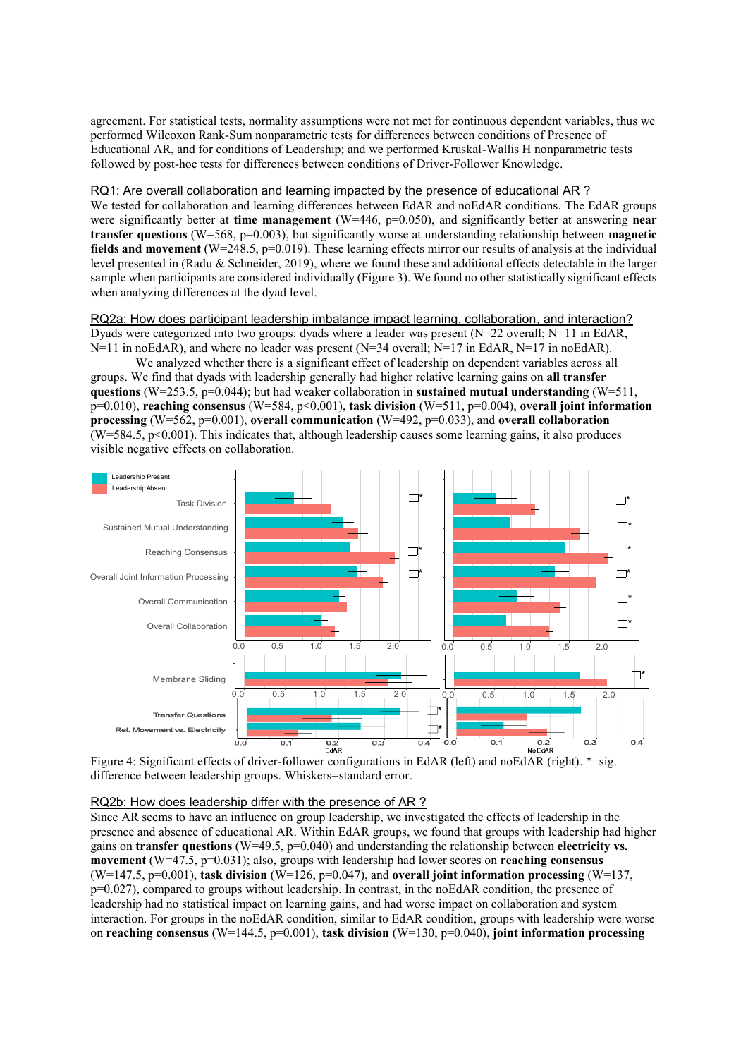agreement. For statistical tests, normality assumptions were not met for continuous dependent variables, thus we performed Wilcoxon Rank-Sum nonparametric tests for differences between conditions of Presence of Educational AR, and for conditions of Leadership; and we performed Kruskal-Wallis H nonparametric tests followed by post-hoc tests for differences between conditions of Driver-Follower Knowledge.

## RQ1: Are overall collaboration and learning impacted by the presence of educational AR ?

We tested for collaboration and learning differences between EdAR and noEdAR conditions. The EdAR groups were significantly better at **time management** (W=446, p=0.050), and significantly better at answering **near transfer questions** (W=568, p=0.003), but significantly worse at understanding relationship between **magnetic fields and movement** (W=248.5, p=0.019). These learning effects mirror our results of analysis at the individual level presented in (Radu & Schneider, 2019), where we found these and additional effects detectable in the larger sample when participants are considered individually (Figure 3). We found no other statistically significant effects when analyzing differences at the dyad level.

## RQ2a: How does participant leadership imbalance impact learning, collaboration, and interaction?

Dyads were categorized into two groups: dyads where a leader was present (N=22 overall; N=11 in EdAR, N=11 in noEdAR), and where no leader was present (N=34 overall; N=17 in EdAR, N=17 in noEdAR).

We analyzed whether there is a significant effect of leadership on dependent variables across all groups. We find that dyads with leadership generally had higher relative learning gains on **all transfer questions** (W=253.5, p=0.044); but had weaker collaboration in **sustained mutual understanding** (W=511, p=0.010), **reaching consensus** (W=584, p<0.001), **task division** (W=511, p=0.004), **overall joint information processing** (W=562, p=0.001), **overall communication** (W=492, p=0.033), and **overall collaboration** (W=584.5, p<0.001). This indicates that, although leadership causes some learning gains, it also produces visible negative effects on collaboration.

Figure 4: Significant effects of driver-follower configurations in EdAR (left) and noEdAR (right). *=sig. difference between leadership groups. Whiskers=standard error.

## RQ2b: How does leadership differ with the presence of AR ?

Since AR seems to have an influence on group leadership, we investigated the effects of leadership in the presence and absence of educational AR. Within EdAR groups, we found that groups with leadership had higher gains on **transfer questions** (W=49.5, p=0.040) and understanding the relationship between **electricity vs. movement** (W=47.5, p=0.031); also, groups with leadership had lower scores on **reaching consensus** (W=147.5, p=0.001), **task division** (W=126, p=0.047), and **overall joint information processing** (W=137, p=0.027), compared to groups without leadership. In contrast, in the noEdAR condition, the presence of leadership had no statistical impact on learning gains, and had worse impact on collaboration and system interaction. For groups in the noEdAR condition, similar to EdAR condition, groups with leadership were worse on **reaching consensus** (W=144.5, p=0.001), **task division** (W=130, p=0.040), **joint information processing**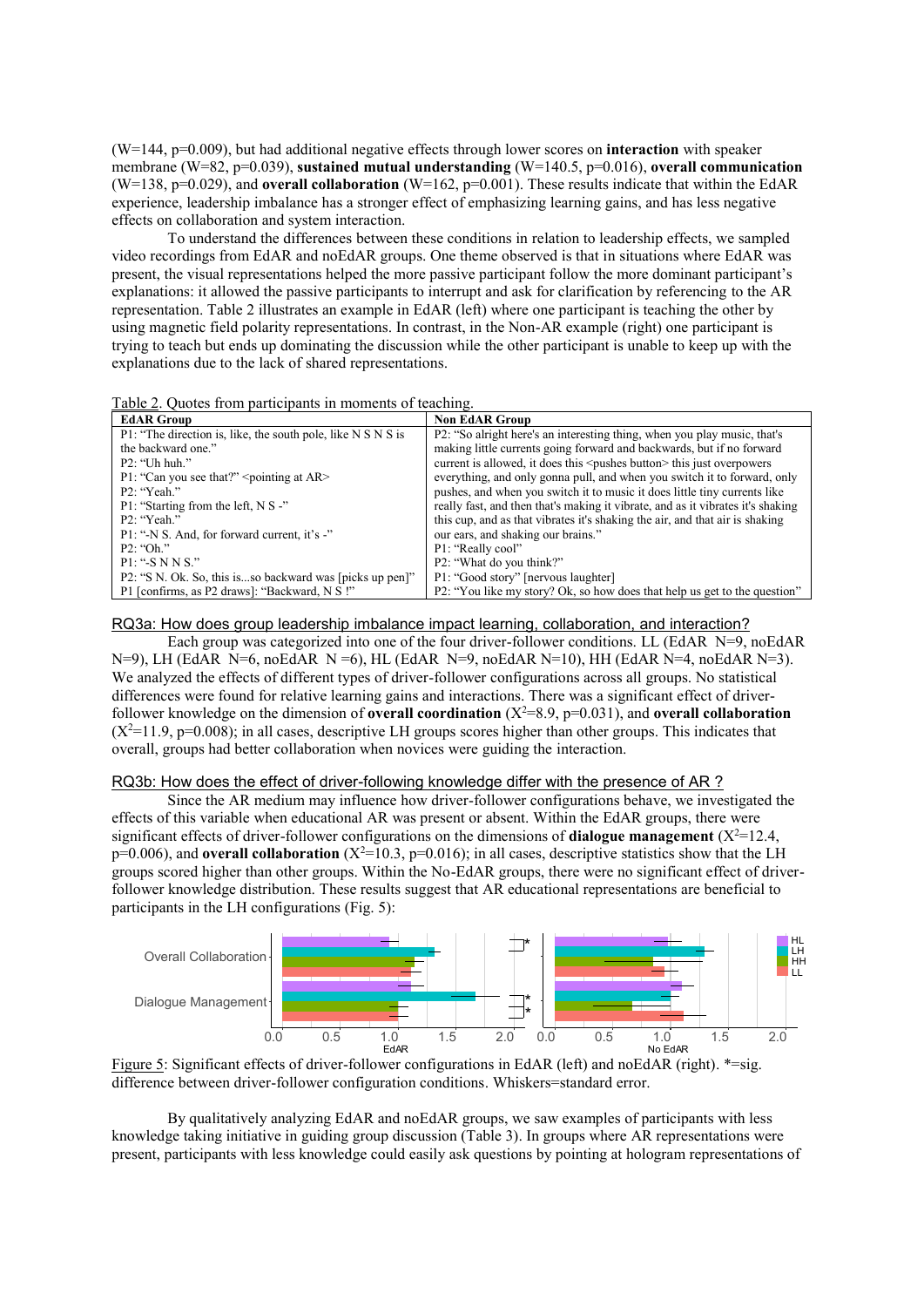(W=144, p=0.009), but had additional negative effects through lower scores on **interaction** with speaker membrane (W=82, p=0.039), **sustained mutual understanding** (W=140.5, p=0.016), **overall communication** (W=138, p=0.029), and **overall collaboration** (W=162, p=0.001). These results indicate that within the EdAR experience, leadership imbalance has a stronger effect of emphasizing learning gains, and has less negative effects on collaboration and system interaction.

To understand the differences between these conditions in relation to leadership effects, we sampled video recordings from EdAR and noEdAR groups. One theme observed is that in situations where EdAR was present, the visual representations helped the more passive participant follow the more dominant participant's explanations: it allowed the passive participants to interrupt and ask for clarification by referencing to the AR representation. Table 2 illustrates an example in EdAR (left) where one participant is teaching the other by using magnetic field polarity representations. In contrast, in the Non-AR example (right) one participant is trying to teach but ends up dominating the discussion while the other participant is unable to keep up with the explanations due to the lack of shared representations.

Table 2. Quotes from participants in moments of teaching.

| EdAR Group | Non EdAR Group |
|---|---|
| P1: "The direction is, like, the south pole, like N S N S is the backward one."<br>P2: "Uh huh."<br>P1: "Can you see that?" <pointing at AR><br>P2: "Yeah."<br>P1: "Starting from the left, N S -"<br>P2: "Yeah."<br>P1: "-N S. And, for forward current, it's -"<br>P2: "Oh."<br>P1: "-S N N S."<br>P2: "S N. Ok. So, this is...so backward was [picks up pen]"<br>P1 [confirms, as P2 draws]: "Backward, N S !" | P2: "So alright here's an interesting thing, when you play music, that's making little currents going forward and backwards, but if no forward current is allowed, it does this <pushes button> this just overpowers everything, and only gonna pull, and when you switch it to forward, only pushes, and when you switch it to music it does little tiny currents like really fast, and then that's making it vibrate, and as it vibrates it's shaking this cup, and as that vibrates it's shaking the air, and that air is shaking our ears, and shaking our brains."<br>P1: "Really cool"<br>P2: "What do you think?"<br>P1: "Good story" [nervous laughter]<br>P2: "You like my story? Ok, so how does that help us get to the question" |

RQ3a: How does group leadership imbalance impact learning, collaboration, and interaction?

Each group was categorized into one of the four driver-follower conditions. LL (EdAR N=9, noEdAR N=9), LH (EdAR N=6, noEdAR N =6), HL (EdAR N=9, noEdAR N=10), HH (EdAR N=4, noEdAR N=3). We analyzed the effects of different types of driver-follower configurations across all groups. No statistical differences were found for relative learning gains and interactions. There was a significant effect of driver-follower knowledge on the dimension of **overall coordination** ($X^2$=8.9, p=0.031), and **overall collaboration** ($X^2$=11.9, p=0.008); in all cases, descriptive LH groups scores higher than other groups. This indicates that overall, groups had better collaboration when novices were guiding the interaction.

RQ3b: How does the effect of driver-following knowledge differ with the presence of AR ?

Since the AR medium may influence how driver-follower configurations behave, we investigated the effects of this variable when educational AR was present or absent. Within the EdAR groups, there were significant effects of driver-follower configurations on the dimensions of **dialogue management** ($X^2$=12.4, p=0.006), and **overall collaboration** ($X^2$=10.3, p=0.016); in all cases, descriptive statistics show that the LH groups scored higher than other groups. Within the No-EdAR groups, there were no significant effect of driver-follower knowledge distribution. These results suggest that AR educational representations are beneficial to participants in the LH configurations (Fig. 5):

Figure 5: Significant effects of driver-follower configurations in EdAR (left) and noEdAR (right). *=sig. difference between driver-follower configuration conditions. Whiskers=standard error.

By qualitatively analyzing EdAR and noEdAR groups, we saw examples of participants with less knowledge taking initiative in guiding group discussion (Table 3). In groups where AR representations were present, participants with less knowledge could easily ask questions by pointing at hologram representations of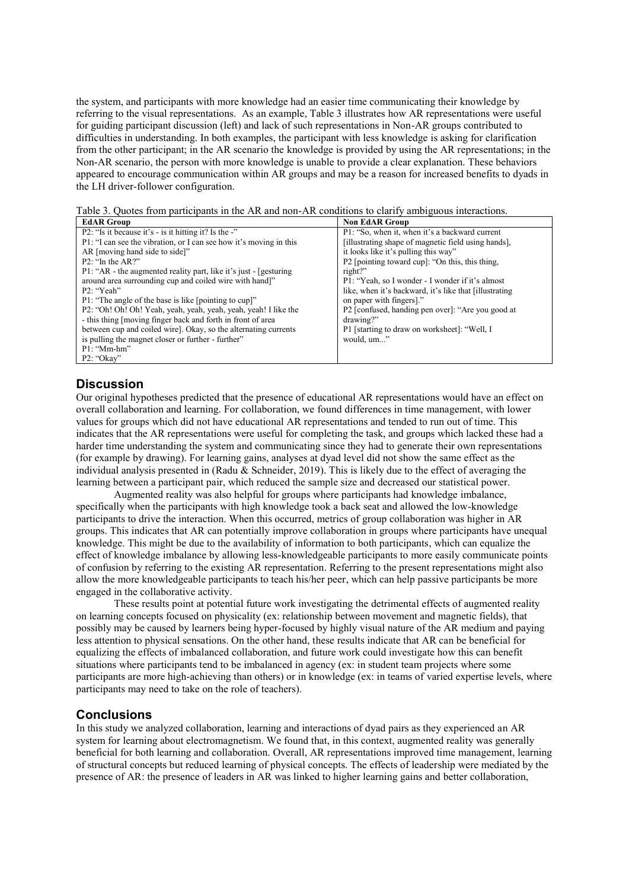the system, and participants with more knowledge had an easier time communicating their knowledge by referring to the visual representations. As an example, Table 3 illustrates how AR representations were useful for guiding participant discussion (left) and lack of such representations in Non-AR groups contributed to difficulties in understanding. In both examples, the participant with less knowledge is asking for clarification from the other participant; in the AR scenario the knowledge is provided by using the AR representations; in the Non-AR scenario, the person with more knowledge is unable to provide a clear explanation. These behaviors appeared to encourage communication within AR groups and may be a reason for increased benefits to dyads in the LH driver-follower configuration.

Table 3. Quotes from participants in the AR and non-AR conditions to clarify ambiguous interactions.

| EdAR Group | Non EdAR Group |
|---|---|
| P2: "Is it because it's - is it hitting it? Is the -"<br>P1: "I can see the vibration, or I can see how it's moving in this AR [moving hand side to side]"<br>P2: "In the AR?"<br>P1: "AR - the augmented reality part, like it's just - [gesturing around area surrounding cup and coiled wire with hand]"<br>P2: "Yeah"<br>P1: "The angle of the base is like [pointing to cup]"<br>P2: "Oh! Oh! Oh! Yeah, yeah, yeah, yeah, yeah, yeah! I like the - this thing [moving finger back and forth in front of area between cup and coiled wire]. Okay, so the alternating currents is pulling the magnet closer or further - further"<br>P1: "Mm-hm"<br>P2: "Okay" | P1: "So, when it, when it's a backward current [illustrating shape of magnetic field using hands], it looks like it's pulling this way"<br>P2 [pointing toward cup]: "On this, this thing, right?"<br>P1: "Yeah, so I wonder - I wonder if it's almost like, when it's backward, it's like that [illustrating on paper with fingers]."<br>P2 [confused, handing pen over]: "Are you good at drawing?"<br>P1 [starting to draw on worksheet]: "Well, I would, um..." |

## Discussion

Our original hypotheses predicted that the presence of educational AR representations would have an effect on overall collaboration and learning. For collaboration, we found differences in time management, with lower values for groups which did not have educational AR representations and tended to run out of time. This indicates that the AR representations were useful for completing the task, and groups which lacked these had a harder time understanding the system and communicating since they had to generate their own representations (for example by drawing). For learning gains, analyses at dyad level did not show the same effect as the individual analysis presented in (Radu & Schneider, 2019). This is likely due to the effect of averaging the learning between a participant pair, which reduced the sample size and decreased our statistical power.

Augmented reality was also helpful for groups where participants had knowledge imbalance, specifically when the participants with high knowledge took a back seat and allowed the low-knowledge participants to drive the interaction. When this occurred, metrics of group collaboration was higher in AR groups. This indicates that AR can potentially improve collaboration in groups where participants have unequal knowledge. This might be due to the availability of information to both participants, which can equalize the effect of knowledge imbalance by allowing less-knowledgeable participants to more easily communicate points of confusion by referring to the existing AR representation. Referring to the present representations might also allow the more knowledgeable participants to teach his/her peer, which can help passive participants be more engaged in the collaborative activity.

These results point at potential future work investigating the detrimental effects of augmented reality on learning concepts focused on physicality (ex: relationship between movement and magnetic fields), that possibly may be caused by learners being hyper-focused by highly visual nature of the AR medium and paying less attention to physical sensations. On the other hand, these results indicate that AR can be beneficial for equalizing the effects of imbalanced collaboration, and future work could investigate how this can benefit situations where participants tend to be imbalanced in agency (ex: in student team projects where some participants are more high-achieving than others) or in knowledge (ex: in teams of varied expertise levels, where participants may need to take on the role of teachers).

## Conclusions

In this study we analyzed collaboration, learning and interactions of dyad pairs as they experienced an AR system for learning about electromagnetism. We found that, in this context, augmented reality was generally beneficial for both learning and collaboration. Overall, AR representations improved time management, learning of structural concepts but reduced learning of physical concepts. The effects of leadership were mediated by the presence of AR: the presence of leaders in AR was linked to higher learning gains and better collaboration,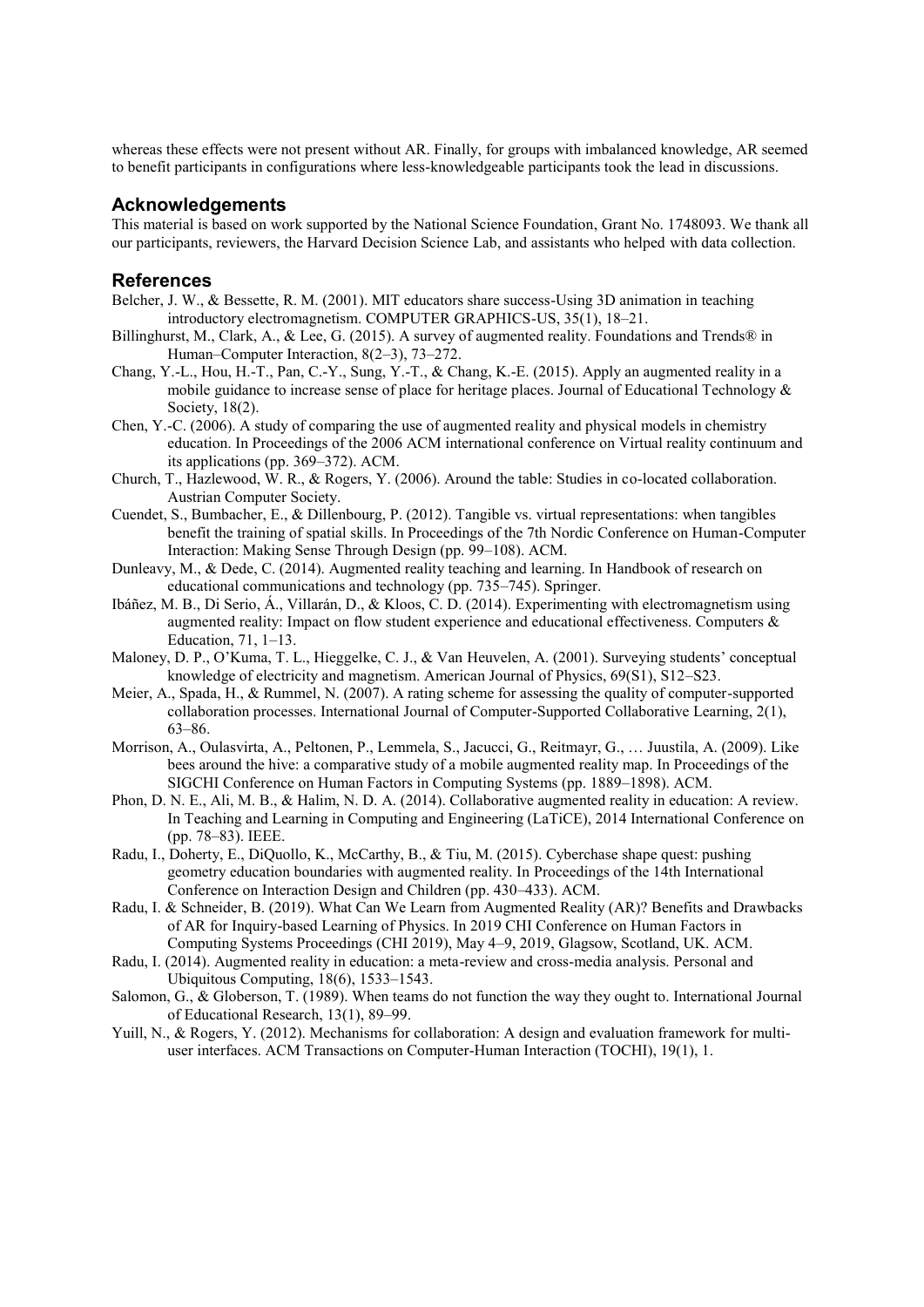whereas these effects were not present without AR. Finally, for groups with imbalanced knowledge, AR seemed to benefit participants in configurations where less-knowledgeable participants took the lead in discussions.

## Acknowledgements

This material is based on work supported by the National Science Foundation, Grant No. 1748093. We thank all our participants, reviewers, the Harvard Decision Science Lab, and assistants who helped with data collection.

## References

Belcher, J. W., & Bessette, R. M. (2001). MIT educators share success-Using 3D animation in teaching introductory electromagnetism. COMPUTER GRAPHICS-US, 35(1), 18–21.

Billinghurst, M., Clark, A., & Lee, G. (2015). A survey of augmented reality. Foundations and Trends® in Human–Computer Interaction, 8(2–3), 73–272.

Chang, Y.-L., Hou, H.-T., Pan, C.-Y., Sung, Y.-T., & Chang, K.-E. (2015). Apply an augmented reality in a mobile guidance to increase sense of place for heritage places. Journal of Educational Technology & Society, 18(2).

Chen, Y.-C. (2006). A study of comparing the use of augmented reality and physical models in chemistry education. In Proceedings of the 2006 ACM international conference on Virtual reality continuum and its applications (pp. 369–372). ACM.

Church, T., Hazlewood, W. R., & Rogers, Y. (2006). Around the table: Studies in co-located collaboration. Austrian Computer Society.

Cuendet, S., Bumbacher, E., & Dillenbourg, P. (2012). Tangible vs. virtual representations: when tangibles benefit the training of spatial skills. In Proceedings of the 7th Nordic Conference on Human-Computer Interaction: Making Sense Through Design (pp. 99–108). ACM.

Dunleavy, M., & Dede, C. (2014). Augmented reality teaching and learning. In Handbook of research on educational communications and technology (pp. 735–745). Springer.

Ibáñez, M. B., Di Serio, Á., Villarán, D., & Kloos, C. D. (2014). Experimenting with electromagnetism using augmented reality: Impact on flow student experience and educational effectiveness. Computers & Education, 71, 1–13.

Maloney, D. P., O'Kuma, T. L., Hieggelke, C. J., & Van Heuvelen, A. (2001). Surveying students' conceptual knowledge of electricity and magnetism. American Journal of Physics, 69(S1), S12–S23.

Meier, A., Spada, H., & Rummel, N. (2007). A rating scheme for assessing the quality of computer-supported collaboration processes. International Journal of Computer-Supported Collaborative Learning, 2(1), 63–86.

Morrison, A., Oulasvirta, A., Peltonen, P., Lemmela, S., Jacucci, G., Reitmayr, G., … Juustila, A. (2009). Like bees around the hive: a comparative study of a mobile augmented reality map. In Proceedings of the SIGCHI Conference on Human Factors in Computing Systems (pp. 1889–1898). ACM.

Phon, D. N. E., Ali, M. B., & Halim, N. D. A. (2014). Collaborative augmented reality in education: A review. In Teaching and Learning in Computing and Engineering (LaTiCE), 2014 International Conference on (pp. 78–83). IEEE.

Radu, I., Doherty, E., DiQuollo, K., McCarthy, B., & Tiu, M. (2015). Cyberchase shape quest: pushing geometry education boundaries with augmented reality. In Proceedings of the 14th International Conference on Interaction Design and Children (pp. 430–433). ACM.

Radu, I. & Schneider, B. (2019). What Can We Learn from Augmented Reality (AR)? Benefits and Drawbacks of AR for Inquiry-based Learning of Physics. In 2019 CHI Conference on Human Factors in Computing Systems Proceedings (CHI 2019), May 4–9, 2019, Glasgow, Scotland, UK. ACM.

Radu, I. (2014). Augmented reality in education: a meta-review and cross-media analysis. Personal and Ubiquitous Computing, 18(6), 1533–1543.

Salomon, G., & Globerson, T. (1989). When teams do not function the way they ought to. International Journal of Educational Research, 13(1), 89–99.

Yuill, N., & Rogers, Y. (2012). Mechanisms for collaboration: A design and evaluation framework for multi-user interfaces. ACM Transactions on Computer-Human Interaction (TOCHI), 19(1), 1.